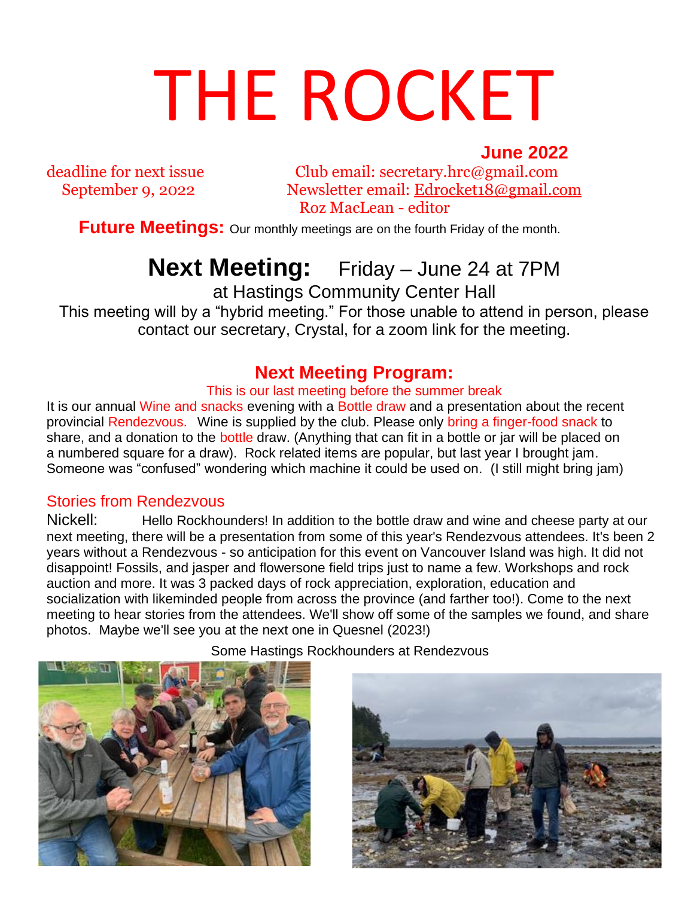# THE ROCKET

**June 2022**

deadline for next issue
September 9, 2022

Club email: secretary.hrc@gmail.com
Newsletter email: Edrocket18@gmail.com
Roz MacLean - editor

**Future Meetings:** Our monthly meetings are on the fourth Friday of the month.

## Next Meeting: Friday – June 24 at 7PM

at Hastings Community Center Hall

This meeting will by a "hybrid meeting." For those unable to attend in person, please contact our secretary, Crystal, for a zoom link for the meeting.

### Next Meeting Program:

This is our last meeting before the summer break

It is our annual Wine and snacks evening with a Bottle draw and a presentation about the recent provincial Rendezvous. Wine is supplied by the club. Please only bring a finger-food snack to share, and a donation to the bottle draw. (Anything that can fit in a bottle or jar will be placed on a numbered square for a draw). Rock related items are popular, but last year I brought jam. Someone was "confused" wondering which machine it could be used on. (I still might bring jam)

### Stories from Rendezvous

Nickell: Hello Rockhounders! In addition to the bottle draw and wine and cheese party at our next meeting, there will be a presentation from some of this year's Rendezvous attendees. It's been 2 years without a Rendezvous - so anticipation for this event on Vancouver Island was high. It did not disappoint! Fossils, and jasper and flowersone field trips just to name a few. Workshops and rock auction and more. It was 3 packed days of rock appreciation, exploration, education and socialization with likeminded people from across the province (and farther too!). Come to the next meeting to hear stories from the attendees. We'll show off some of the samples we found, and share photos. Maybe we'll see you at the next one in Quesnel (2023!)

Some Hastings Rockhounders at Rendezvous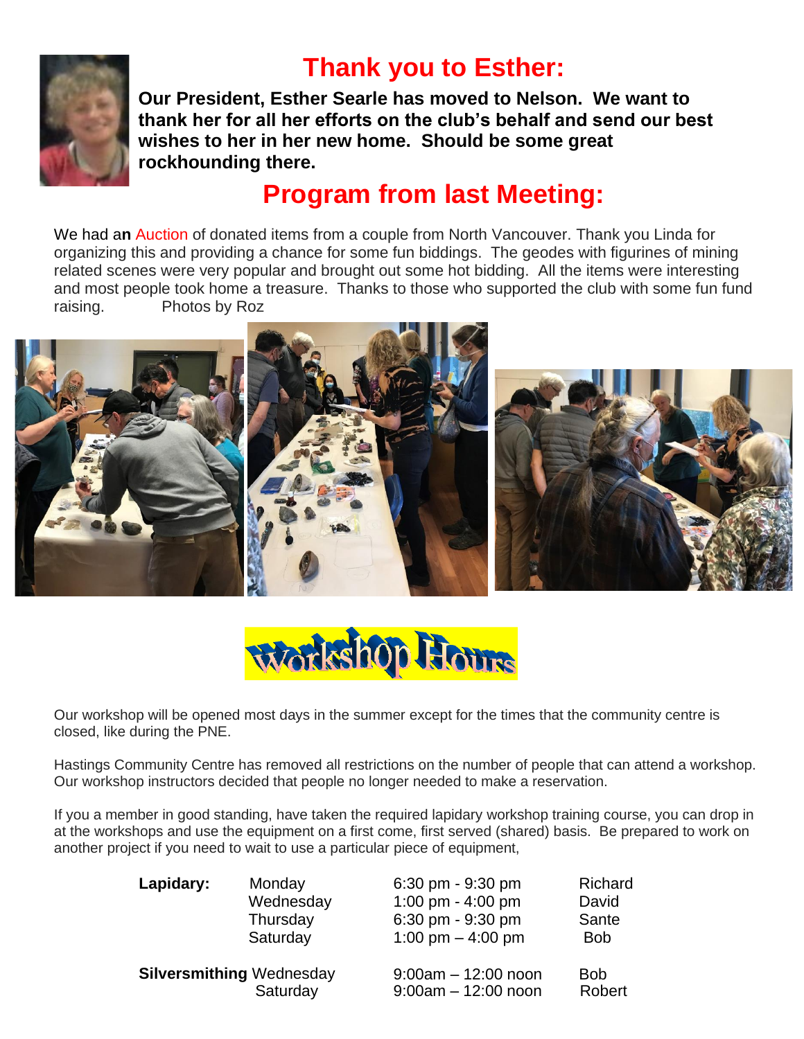# Thank you to Esther:

**Our President, Esther Searle has moved to Nelson. We want to thank her for all her efforts on the club's behalf and send our best wishes to her in her new home. Should be some great rockhounding there.**

# Program from last Meeting:

We had an Auction of donated items from a couple from North Vancouver. Thank you Linda for organizing this and providing a chance for some fun biddings. The geodes with figurines of mining related scenes were very popular and brought out some hot bidding. All the items were interesting and most people took home a treasure. Thanks to those who supported the club with some fun fund raising. Photos by Roz

# Workshop Hours

Our workshop will be opened most days in the summer except for the times that the community centre is closed, like during the PNE.

Hastings Community Centre has removed all restrictions on the number of people that can attend a workshop. Our workshop instructors decided that people no longer needed to make a reservation.

If you a member in good standing, have taken the required lapidary workshop training course, you can drop in at the workshops and use the equipment on a first come, first served (shared) basis. Be prepared to work on another project if you need to wait to use a particular piece of equipment,

| | Day | Time | Instructor |
|---|---|---|---|
| **Lapidary:** | Monday | 6:30 pm - 9:30 pm | Richard |
| | Wednesday | 1:00 pm - 4:00 pm | David |
| | Thursday | 6:30 pm - 9:30 pm | Sante |
| | Saturday | 1:00 pm – 4:00 pm | Bob |
| **Silversmithing** | Wednesday | 9:00am – 12:00 noon | Bob |
| | Saturday | 9:00am – 12:00 noon | Robert |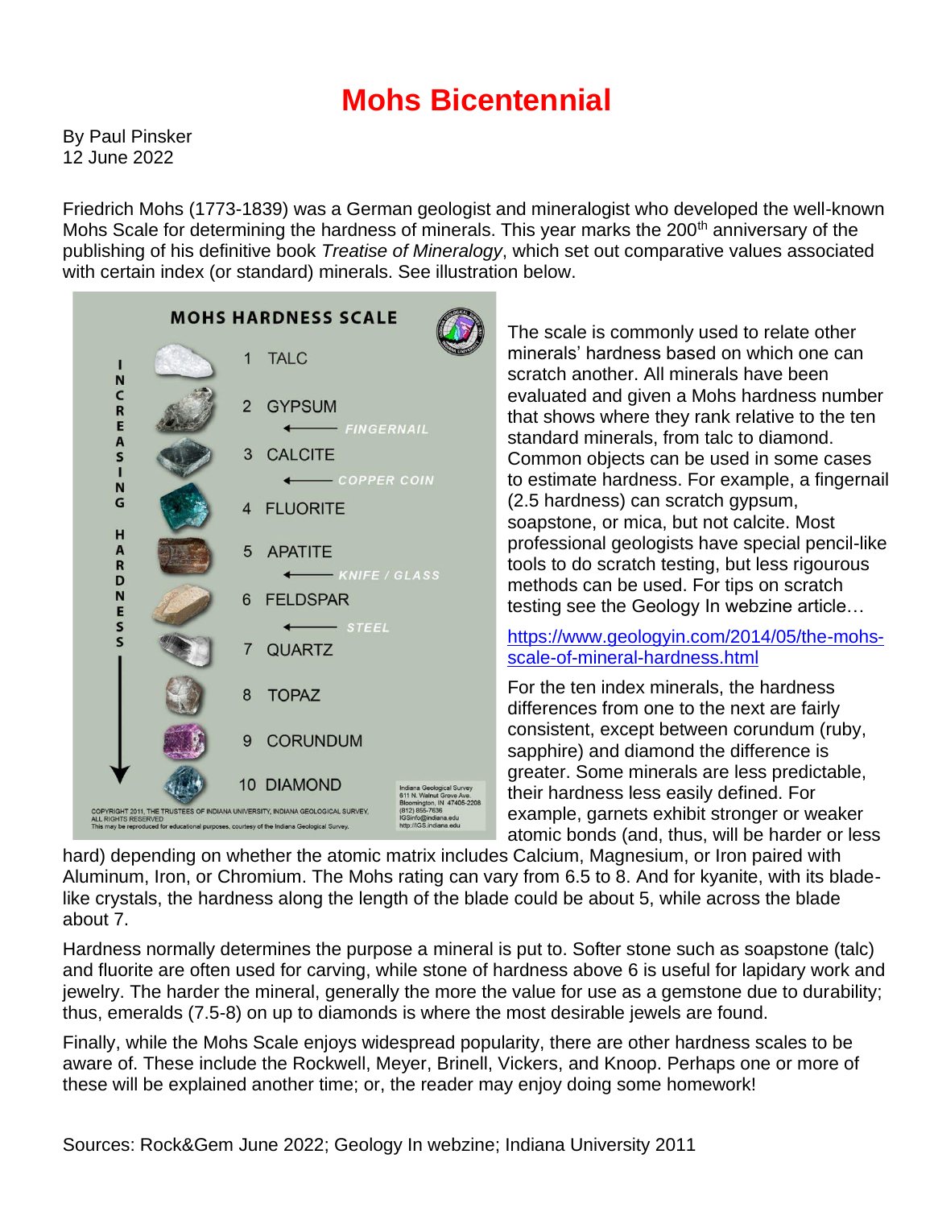# Mohs Bicentennial

By Paul Pinsker
12 June 2022

Friedrich Mohs (1773-1839) was a German geologist and mineralogist who developed the well-known Mohs Scale for determining the hardness of minerals. This year marks the 200th anniversary of the publishing of his definitive book *Treatise of Mineralogy*, which set out comparative values associated with certain index (or standard) minerals. See illustration below.

**MOHS HARDNESS SCALE**

INCREASING HARDNESS ↓

1 TALC
2 GYPSUM
← FINGERNAIL
3 CALCITE
← COPPER COIN
4 FLUORITE
5 APATITE
← KNIFE / GLASS
6 FELDSPAR
← STEEL
7 QUARTZ
8 TOPAZ
9 CORUNDUM
10 DIAMOND

COPYRIGHT 2011, THE TRUSTEES OF INDIANA UNIVERSITY, INDIANA GEOLOGICAL SURVEY, ALL RIGHTS RESERVED
This may be reproduced for educational purposes, courtesy of the Indiana Geological Survey.

Indiana Geological Survey
611 N. Walnut Grove Ave.
Bloomington, IN 47405-2208
(812) 855-7636
IGSinfo@indiana.edu
http://IGS.indiana.edu

The scale is commonly used to relate other minerals' hardness based on which one can scratch another. All minerals have been evaluated and given a Mohs hardness number that shows where they rank relative to the ten standard minerals, from talc to diamond. Common objects can be used in some cases to estimate hardness. For example, a fingernail (2.5 hardness) can scratch gypsum, soapstone, or mica, but not calcite. Most professional geologists have special pencil-like tools to do scratch testing, but less rigourous methods can be used. For tips on scratch testing see the Geology In webzine article…

https://www.geologyin.com/2014/05/the-mohs-scale-of-mineral-hardness.html

For the ten index minerals, the hardness differences from one to the next are fairly consistent, except between corundum (ruby, sapphire) and diamond the difference is greater. Some minerals are less predictable, their hardness less easily defined. For example, garnets exhibit stronger or weaker atomic bonds (and, thus, will be harder or less hard) depending on whether the atomic matrix includes Calcium, Magnesium, or Iron paired with Aluminum, Iron, or Chromium. The Mohs rating can vary from 6.5 to 8. And for kyanite, with its blade-like crystals, the hardness along the length of the blade could be about 5, while across the blade about 7.

Hardness normally determines the purpose a mineral is put to. Softer stone such as soapstone (talc) and fluorite are often used for carving, while stone of hardness above 6 is useful for lapidary work and jewelry. The harder the mineral, generally the more the value for use as a gemstone due to durability; thus, emeralds (7.5-8) on up to diamonds is where the most desirable jewels are found.

Finally, while the Mohs Scale enjoys widespread popularity, there are other hardness scales to be aware of. These include the Rockwell, Meyer, Brinell, Vickers, and Knoop. Perhaps one or more of these will be explained another time; or, the reader may enjoy doing some homework!

Sources: Rock&Gem June 2022; Geology In webzine; Indiana University 2011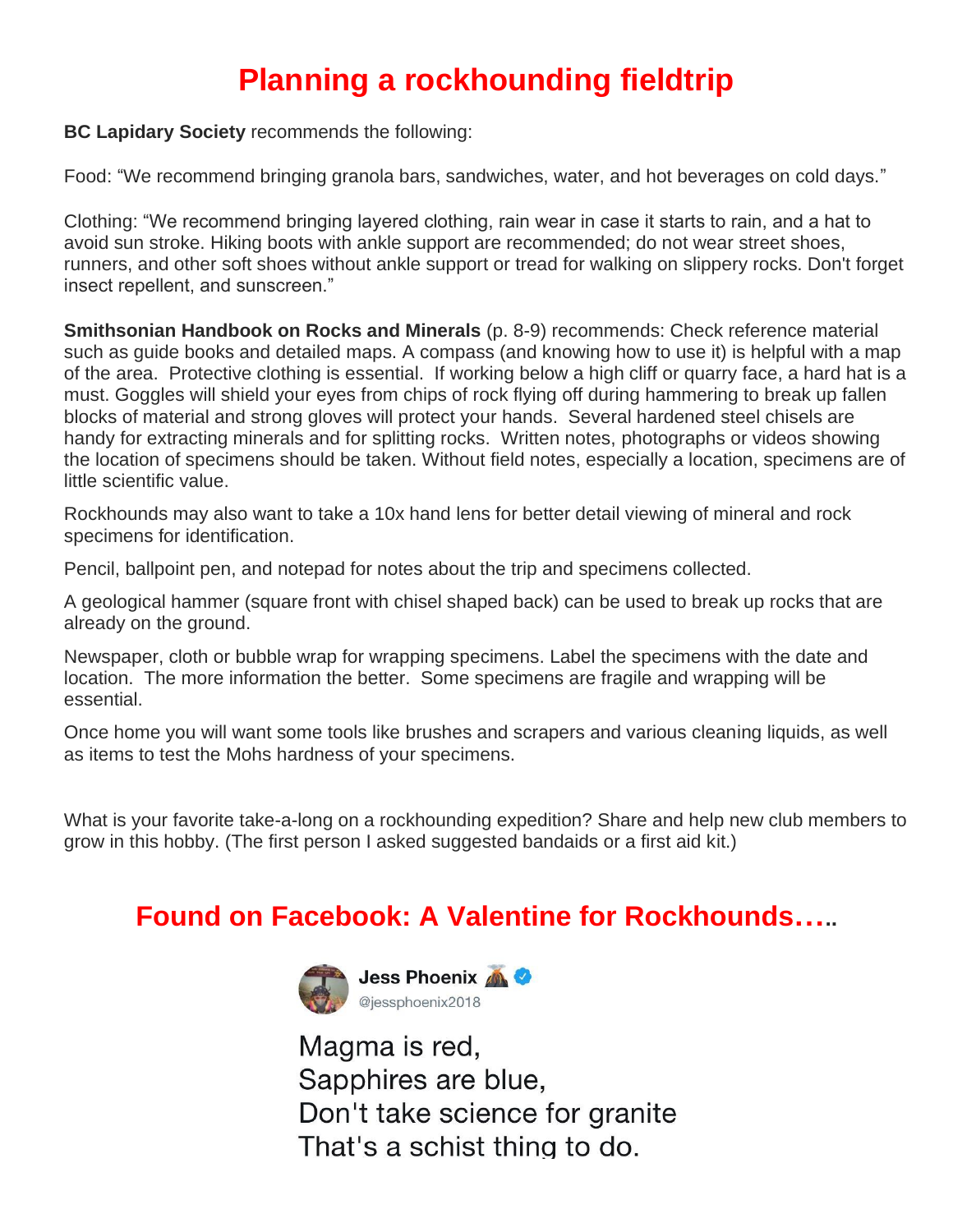# Planning a rockhounding fieldtrip

**BC Lapidary Society** recommends the following:

Food: "We recommend bringing granola bars, sandwiches, water, and hot beverages on cold days."

Clothing: "We recommend bringing layered clothing, rain wear in case it starts to rain, and a hat to avoid sun stroke. Hiking boots with ankle support are recommended; do not wear street shoes, runners, and other soft shoes without ankle support or tread for walking on slippery rocks. Don't forget insect repellent, and sunscreen."

**Smithsonian Handbook on Rocks and Minerals** (p. 8-9) recommends: Check reference material such as guide books and detailed maps. A compass (and knowing how to use it) is helpful with a map of the area. Protective clothing is essential. If working below a high cliff or quarry face, a hard hat is a must. Goggles will shield your eyes from chips of rock flying off during hammering to break up fallen blocks of material and strong gloves will protect your hands. Several hardened steel chisels are handy for extracting minerals and for splitting rocks. Written notes, photographs or videos showing the location of specimens should be taken. Without field notes, especially a location, specimens are of little scientific value.

Rockhounds may also want to take a 10x hand lens for better detail viewing of mineral and rock specimens for identification.

Pencil, ballpoint pen, and notepad for notes about the trip and specimens collected.

A geological hammer (square front with chisel shaped back) can be used to break up rocks that are already on the ground.

Newspaper, cloth or bubble wrap for wrapping specimens. Label the specimens with the date and location. The more information the better. Some specimens are fragile and wrapping will be essential.

Once home you will want some tools like brushes and scrapers and various cleaning liquids, as well as items to test the Mohs hardness of your specimens.

What is your favorite take-a-long on a rockhounding expedition? Share and help new club members to grow in this hobby. (The first person I asked suggested bandaids or a first aid kit.)

## Found on Facebook: A Valentine for Rockhounds…..

**Jess Phoenix**
@jessphoenix2018

Magma is red,
Sapphires are blue,
Don't take science for granite
That's a schist thing to do.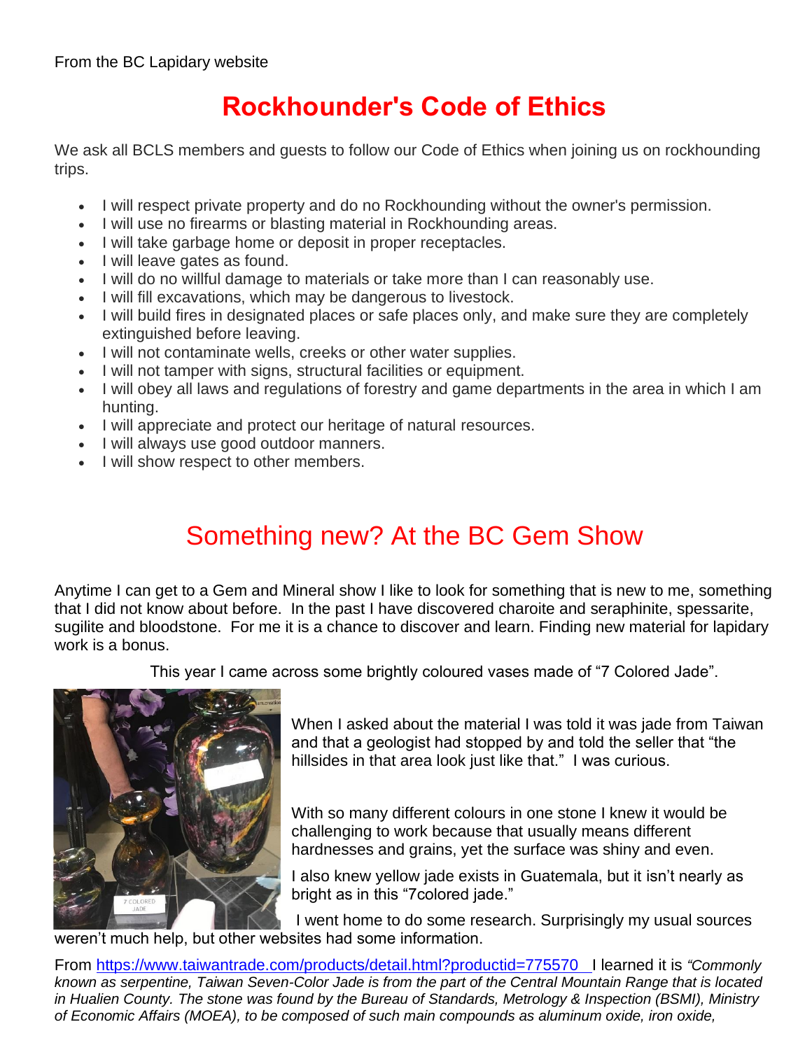From the BC Lapidary website

# Rockhounder's Code of Ethics

We ask all BCLS members and guests to follow our Code of Ethics when joining us on rockhounding trips.

- I will respect private property and do no Rockhounding without the owner's permission.
- I will use no firearms or blasting material in Rockhounding areas.
- I will take garbage home or deposit in proper receptacles.
- I will leave gates as found.
- I will do no willful damage to materials or take more than I can reasonably use.
- I will fill excavations, which may be dangerous to livestock.
- I will build fires in designated places or safe places only, and make sure they are completely extinguished before leaving.
- I will not contaminate wells, creeks or other water supplies.
- I will not tamper with signs, structural facilities or equipment.
- I will obey all laws and regulations of forestry and game departments in the area in which I am hunting.
- I will appreciate and protect our heritage of natural resources.
- I will always use good outdoor manners.
- I will show respect to other members.

# Something new? At the BC Gem Show

Anytime I can get to a Gem and Mineral show I like to look for something that is new to me, something that I did not know about before. In the past I have discovered charoite and seraphinite, spessarite, sugilite and bloodstone. For me it is a chance to discover and learn. Finding new material for lapidary work is a bonus.

This year I came across some brightly coloured vases made of "7 Colored Jade".

When I asked about the material I was told it was jade from Taiwan and that a geologist had stopped by and told the seller that "the hillsides in that area look just like that." I was curious.

With so many different colours in one stone I knew it would be challenging to work because that usually means different hardnesses and grains, yet the surface was shiny and even.

I also knew yellow jade exists in Guatemala, but it isn't nearly as bright as in this "7colored jade."

I went home to do some research. Surprisingly my usual sources weren't much help, but other websites had some information.

From https://www.taiwantrade.com/products/detail.html?productid=775570 I learned it is *"Commonly known as serpentine, Taiwan Seven-Color Jade is from the part of the Central Mountain Range that is located in Hualien County. The stone was found by the Bureau of Standards, Metrology & Inspection (BSMI), Ministry of Economic Affairs (MOEA), to be composed of such main compounds as aluminum oxide, iron oxide,*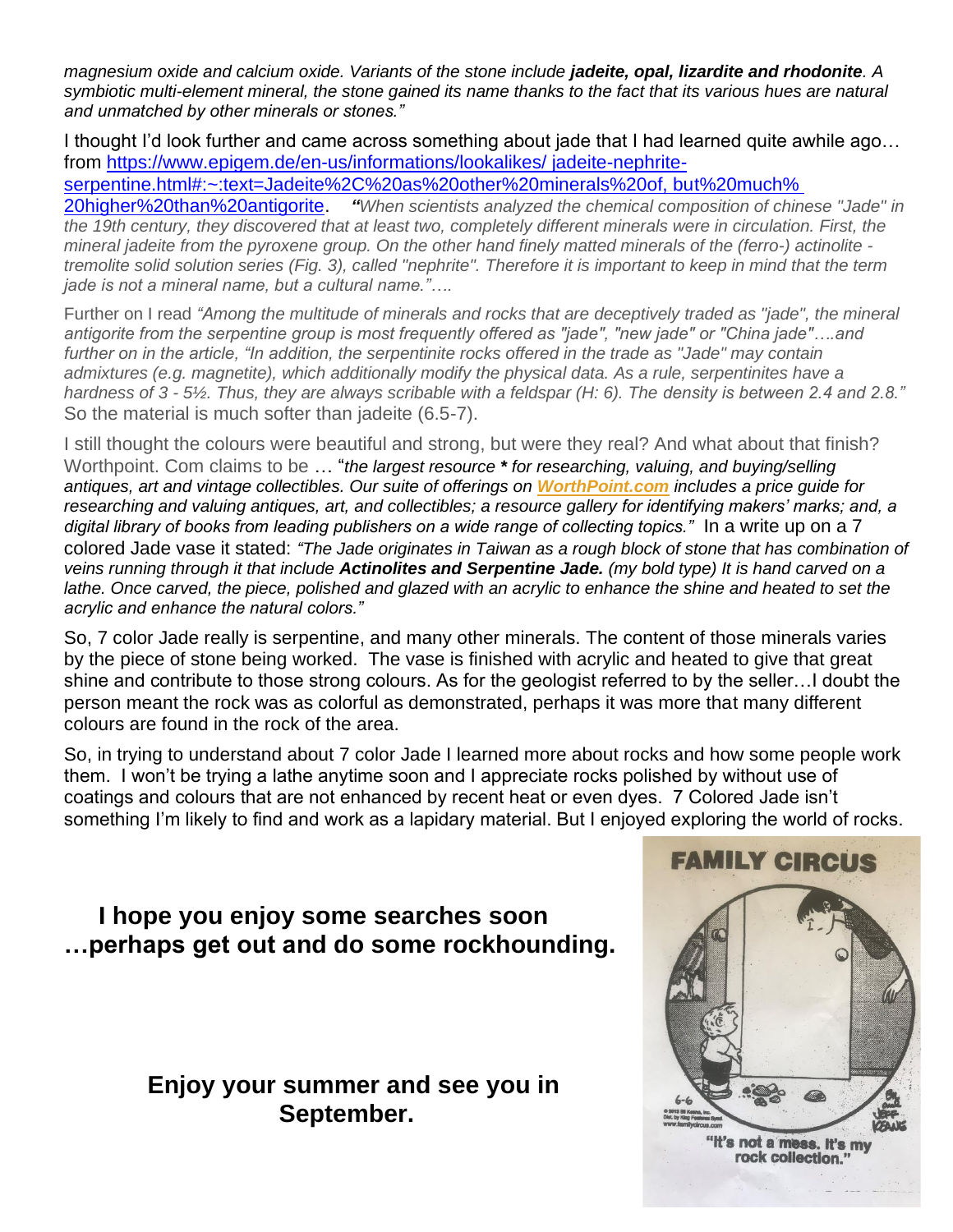*magnesium oxide and calcium oxide. Variants of the stone include **jadeite, opal, lizardite and rhodonite**. A symbiotic multi-element mineral, the stone gained its name thanks to the fact that its various hues are natural and unmatched by other minerals or stones."*

I thought I'd look further and came across something about jade that I had learned quite awhile ago… from https://www.epigem.de/en-us/informations/lookalikes/ jadeite-nephrite-serpentine.html#:~:text=Jadeite%2C%20as%20other%20minerals%20of, but%20much% 20higher%20than%20antigorite. *"When scientists analyzed the chemical composition of chinese "Jade" in the 19th century, they discovered that at least two, completely different minerals were in circulation. First, the mineral jadeite from the pyroxene group. On the other hand finely matted minerals of the (ferro-) actinolite - tremolite solid solution series (Fig. 3), called "nephrite". Therefore it is important to keep in mind that the term jade is not a mineral name, but a cultural name."….*

Further on I read *"Among the multitude of minerals and rocks that are deceptively traded as "jade", the mineral antigorite from the serpentine group is most frequently offered as "jade", "new jade" or "China jade"….and further on in the article, "In addition, the serpentinite rocks offered in the trade as "Jade" may contain admixtures (e.g. magnetite), which additionally modify the physical data. As a rule, serpentinites have a hardness of 3 - 5½. Thus, they are always scribable with a feldspar (H: 6). The density is between 2.4 and 2.8."* So the material is much softer than jadeite (6.5-7).

I still thought the colours were beautiful and strong, but were they real? And what about that finish? Worthpoint. Com claims to be … "*the largest resource * for researching, valuing, and buying/selling antiques, art and vintage collectibles. Our suite of offerings on **WorthPoint.com** includes a price guide for researching and valuing antiques, art, and collectibles; a resource gallery for identifying makers' marks; and, a digital library of books from leading publishers on a wide range of collecting topics."* In a write up on a 7 colored Jade vase it stated: *"The Jade originates in Taiwan as a rough block of stone that has combination of veins running through it that include **Actinolites and Serpentine Jade.** (my bold type) It is hand carved on a lathe. Once carved, the piece, polished and glazed with an acrylic to enhance the shine and heated to set the acrylic and enhance the natural colors."*

So, 7 color Jade really is serpentine, and many other minerals. The content of those minerals varies by the piece of stone being worked. The vase is finished with acrylic and heated to give that great shine and contribute to those strong colours. As for the geologist referred to by the seller…I doubt the person meant the rock was as colorful as demonstrated, perhaps it was more that many different colours are found in the rock of the area.

So, in trying to understand about 7 color Jade I learned more about rocks and how some people work them. I won't be trying a lathe anytime soon and I appreciate rocks polished by without use of coatings and colours that are not enhanced by recent heat or even dyes. 7 Colored Jade isn't something I'm likely to find and work as a lapidary material. But I enjoyed exploring the world of rocks.

**I hope you enjoy some searches soon …perhaps get out and do some rockhounding.**

**Enjoy your summer and see you in September.**

FAMILY CIRCUS

"It's not a mess. It's my rock collection."